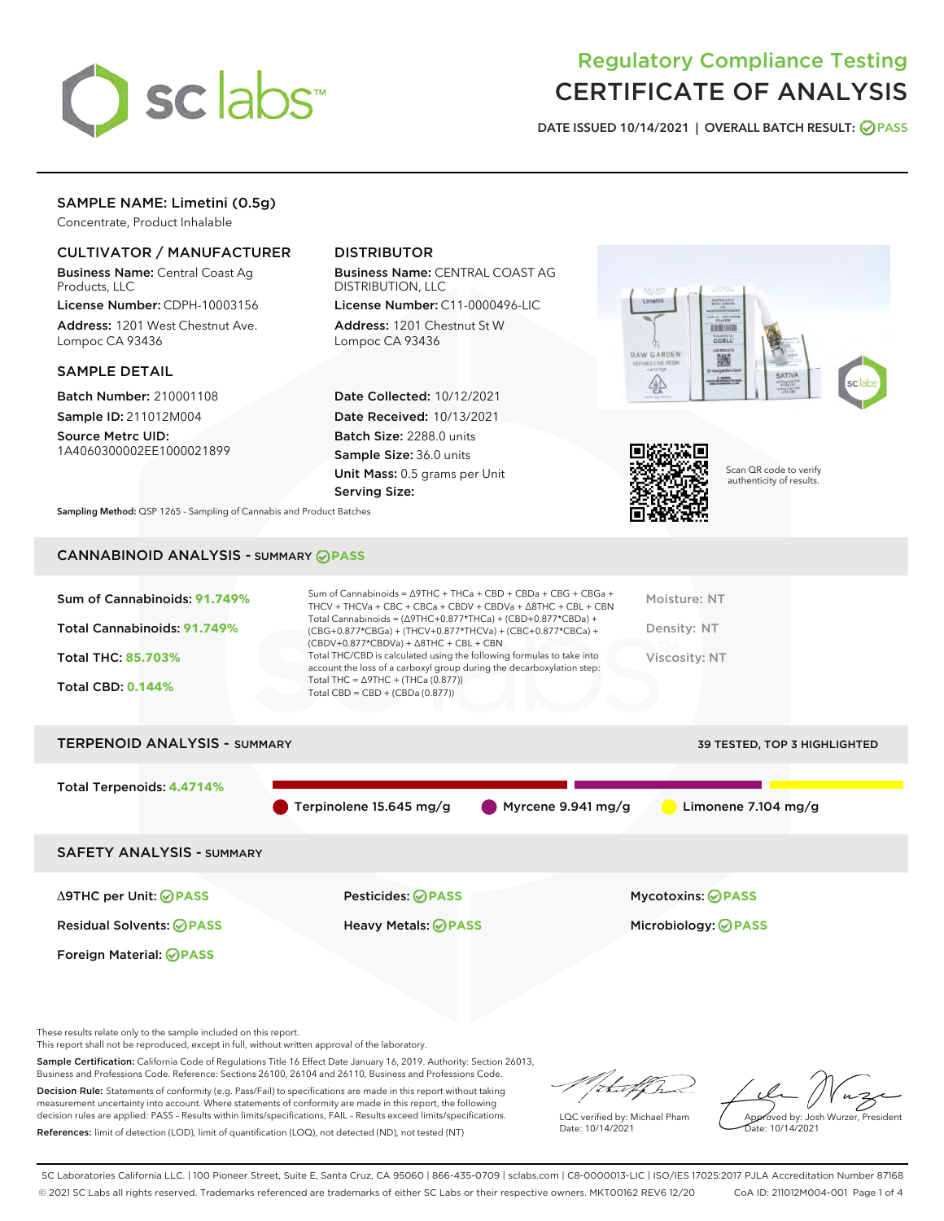# Regulatory Compliance Testing
# CERTIFICATE OF ANALYSIS

DATE ISSUED 10/14/2021 | OVERALL BATCH RESULT: PASS

## SAMPLE NAME: Limetini (0.5g)

Concentrate, Product Inhalable

### CULTIVATOR / MANUFACTURER

**Business Name:** Central Coast Ag Products, LLC

**License Number:** CDPH-10003156

**Address:** 1201 West Chestnut Ave. Lompoc CA 93436

### DISTRIBUTOR

**Business Name:** CENTRAL COAST AG DISTRIBUTION, LLC

**License Number:** C11-0000496-LIC

**Address:** 1201 Chestnut St W Lompoc CA 93436

### SAMPLE DETAIL

**Batch Number:** 210001108

**Sample ID:** 211012M004

**Source Metrc UID:** 1A4060300002EE1000021899

**Date Collected:** 10/12/2021

**Date Received:** 10/13/2021

**Batch Size:** 2288.0 units

**Sample Size:** 36.0 units

**Unit Mass:** 0.5 grams per Unit

**Serving Size:**

Scan QR code to verify authenticity of results.

**Sampling Method:** QSP 1265 - Sampling of Cannabis and Product Batches

## CANNABINOID ANALYSIS - SUMMARY PASS

Sum of Cannabinoids: **91.749%**

Total Cannabinoids: **91.749%**

Total THC: **85.703%**

Total CBD: **0.144%**

Sum of Cannabinoids = Δ9THC + THCa + CBD + CBDa + CBG + CBGa + THCV + THCVa + CBC + CBCa + CBDV + CBDVa + Δ8THC + CBL + CBN

Total Cannabinoids = (Δ9THC+0.877*THCa) + (CBD+0.877*CBDa) + (CBG+0.877*CBGa) + (THCV+0.877*THCVa) + (CBC+0.877*CBCa) + (CBDV+0.877*CBDVa) + Δ8THC + CBL + CBN

Total THC/CBD is calculated using the following formulas to take into account the loss of a carboxyl group during the decarboxylation step:

Total THC = Δ9THC + (THCa (0.877))

Total CBD = CBD + (CBDa (0.877))

Moisture: NT

Density: NT

Viscosity: NT

## TERPENOID ANALYSIS - SUMMARY

39 TESTED, TOP 3 HIGHLIGHTED

Total Terpenoids: **4.4714%**

Terpinolene 15.645 mg/g | Myrcene 9.941 mg/g | Limonene 7.104 mg/g

## SAFETY ANALYSIS - SUMMARY

| | | |
|---|---|---|
| Δ9THC per Unit: PASS | Pesticides: PASS | Mycotoxins: PASS |
| Residual Solvents: PASS | Heavy Metals: PASS | Microbiology: PASS |
| Foreign Material: PASS | | |

These results relate only to the sample included on this report.
This report shall not be reproduced, except in full, without written approval of the laboratory.

**Sample Certification:** California Code of Regulations Title 16 Effect Date January 16, 2019. Authority: Section 26013, Business and Professions Code. Reference: Sections 26100, 26104 and 26110, Business and Professions Code.

**Decision Rule:** Statements of conformity (e.g. Pass/Fail) to specifications are made in this report without taking measurement uncertainty into account. Where statements of conformity are made in this report, the following decision rules are applied: PASS – Results within limits/specifications, FAIL – Results exceed limits/specifications.

**References:** limit of detection (LOD), limit of quantification (LOQ), not detected (ND), not tested (NT)

LQC verified by: Michael Pham
Date: 10/14/2021

Approved by: Josh Wurzer, President
Date: 10/14/2021

SC Laboratories California LLC. | 100 Pioneer Street, Suite E, Santa Cruz, CA 95060 | 866-435-0709 | sclabs.com | C8-0000013-LIC | ISO/IES 17025:2017 PJLA Accreditation Number 87168
© 2021 SC Labs all rights reserved. Trademarks referenced are trademarks of either SC Labs or their respective owners. MKT00162 REV6 12/20 CoA ID: 211012M004-001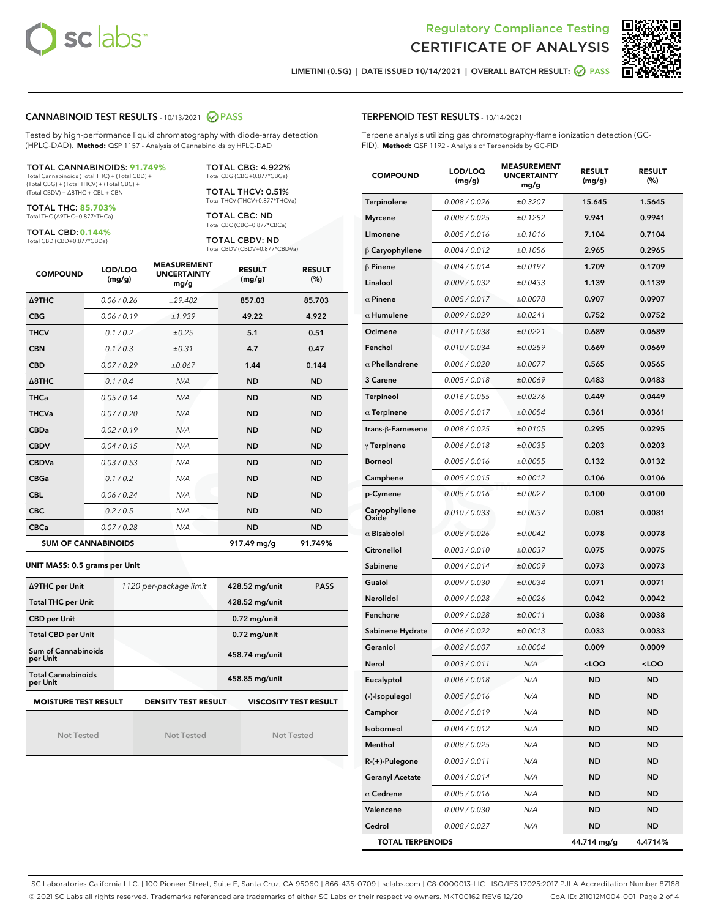Regulatory Compliance Testing
# CERTIFICATE OF ANALYSIS

LIMETINI (0.5G) | DATE ISSUED 10/14/2021 | OVERALL BATCH RESULT: PASS

## CANNABINOID TEST RESULTS - 10/13/2021 PASS

Tested by high-performance liquid chromatography with diode-array detection (HPLC-DAD). **Method:** QSP 1157 - Analysis of Cannabinoids by HPLC-DAD

**TOTAL CANNABINOIDS: 91.749%**
Total Cannabinoids (Total THC) + (Total CBD) + (Total CBG) + (Total THCV) + (Total CBC) + (Total CBDV) + Δ8THC + CBL + CBN

**TOTAL THC: 85.703%**
Total THC (Δ9THC+0.877*THCa)

**TOTAL CBD: 0.144%**
Total CBD (CBD+0.877*CBDa)

**TOTAL CBG: 4.922%**
Total CBG (CBG+0.877*CBGa)

**TOTAL THCV: 0.51%**
Total THCV (THCV+0.877*THCVa)

**TOTAL CBC: ND**
Total CBC (CBC+0.877*CBCa)

**TOTAL CBDV: ND**
Total CBDV (CBDV+0.877*CBDVa)

| COMPOUND | LOD/LOQ (mg/g) | MEASUREMENT UNCERTAINTY mg/g | RESULT (mg/g) | RESULT (%) |
|---|---|---|---|---|
| Δ9THC | 0.06 / 0.26 | ±29.482 | 857.03 | 85.703 |
| CBG | 0.06 / 0.19 | ±1.939 | 49.22 | 4.922 |
| THCV | 0.1 / 0.2 | ±0.25 | 5.1 | 0.51 |
| CBN | 0.1 / 0.3 | ±0.31 | 4.7 | 0.47 |
| CBD | 0.07 / 0.29 | ±0.067 | 1.44 | 0.144 |
| Δ8THC | 0.1 / 0.4 | N/A | ND | ND |
| THCa | 0.05 / 0.14 | N/A | ND | ND |
| THCVa | 0.07 / 0.20 | N/A | ND | ND |
| CBDa | 0.02 / 0.19 | N/A | ND | ND |
| CBDV | 0.04 / 0.15 | N/A | ND | ND |
| CBDVa | 0.03 / 0.53 | N/A | ND | ND |
| CBGa | 0.1 / 0.2 | N/A | ND | ND |
| CBL | 0.06 / 0.24 | N/A | ND | ND |
| CBC | 0.2 / 0.5 | N/A | ND | ND |
| CBCa | 0.07 / 0.28 | N/A | ND | ND |
| **SUM OF CANNABINOIDS** | | | 917.49 mg/g | 91.749% |

**UNIT MASS: 0.5 grams per Unit**

| | | | |
|---|---|---|---|
| Δ9THC per Unit | 1120 per-package limit | 428.52 mg/unit | PASS |
| Total THC per Unit | | 428.52 mg/unit | |
| CBD per Unit | | 0.72 mg/unit | |
| Total CBD per Unit | | 0.72 mg/unit | |
| Sum of Cannabinoids per Unit | | 458.74 mg/unit | |
| Total Cannabinoids per Unit | | 458.85 mg/unit | |

| MOISTURE TEST RESULT | DENSITY TEST RESULT | VISCOSITY TEST RESULT |
|---|---|---|
| Not Tested | Not Tested | Not Tested |

## TERPENOID TEST RESULTS - 10/14/2021

Terpene analysis utilizing gas chromatography-flame ionization detection (GC-FID). **Method:** QSP 1192 - Analysis of Terpenoids by GC-FID

| COMPOUND | LOD/LOQ (mg/g) | MEASUREMENT UNCERTAINTY mg/g | RESULT (mg/g) | RESULT (%) |
|---|---|---|---|---|
| Terpinolene | 0.008 / 0.026 | ±0.3207 | 15.645 | 1.5645 |
| Myrcene | 0.008 / 0.025 | ±0.1282 | 9.941 | 0.9941 |
| Limonene | 0.005 / 0.016 | ±0.1016 | 7.104 | 0.7104 |
| β Caryophyllene | 0.004 / 0.012 | ±0.1056 | 2.965 | 0.2965 |
| β Pinene | 0.004 / 0.014 | ±0.0197 | 1.709 | 0.1709 |
| Linalool | 0.009 / 0.032 | ±0.0433 | 1.139 | 0.1139 |
| α Pinene | 0.005 / 0.017 | ±0.0078 | 0.907 | 0.0907 |
| α Humulene | 0.009 / 0.029 | ±0.0241 | 0.752 | 0.0752 |
| Ocimene | 0.011 / 0.038 | ±0.0221 | 0.689 | 0.0689 |
| Fenchol | 0.010 / 0.034 | ±0.0259 | 0.669 | 0.0669 |
| α Phellandrene | 0.006 / 0.020 | ±0.0077 | 0.565 | 0.0565 |
| 3 Carene | 0.005 / 0.018 | ±0.0069 | 0.483 | 0.0483 |
| Terpineol | 0.016 / 0.055 | ±0.0276 | 0.449 | 0.0449 |
| α Terpinene | 0.005 / 0.017 | ±0.0054 | 0.361 | 0.0361 |
| trans-β-Farnesene | 0.008 / 0.025 | ±0.0105 | 0.295 | 0.0295 |
| γ Terpinene | 0.006 / 0.018 | ±0.0035 | 0.203 | 0.0203 |
| Borneol | 0.005 / 0.016 | ±0.0055 | 0.132 | 0.0132 |
| Camphene | 0.005 / 0.015 | ±0.0012 | 0.106 | 0.0106 |
| p-Cymene | 0.005 / 0.016 | ±0.0027 | 0.100 | 0.0100 |
| Caryophyllene Oxide | 0.010 / 0.033 | ±0.0037 | 0.081 | 0.0081 |
| α Bisabolol | 0.008 / 0.026 | ±0.0042 | 0.078 | 0.0078 |
| Citronellol | 0.003 / 0.010 | ±0.0037 | 0.075 | 0.0075 |
| Sabinene | 0.004 / 0.014 | ±0.0009 | 0.073 | 0.0073 |
| Guaiol | 0.009 / 0.030 | ±0.0034 | 0.071 | 0.0071 |
| Nerolidol | 0.009 / 0.028 | ±0.0026 | 0.042 | 0.0042 |
| Fenchone | 0.009 / 0.028 | ±0.0011 | 0.038 | 0.0038 |
| Sabinene Hydrate | 0.006 / 0.022 | ±0.0013 | 0.033 | 0.0033 |
| Geraniol | 0.002 / 0.007 | ±0.0004 | 0.009 | 0.0009 |
| Nerol | 0.003 / 0.011 | N/A | <LOQ | <LOQ |
| Eucalyptol | 0.006 / 0.018 | N/A | ND | ND |
| (-)-Isopulegol | 0.005 / 0.016 | N/A | ND | ND |
| Camphor | 0.006 / 0.019 | N/A | ND | ND |
| Isoborneol | 0.004 / 0.012 | N/A | ND | ND |
| Menthol | 0.008 / 0.025 | N/A | ND | ND |
| R-(+)-Pulegone | 0.003 / 0.011 | N/A | ND | ND |
| Geranyl Acetate | 0.004 / 0.014 | N/A | ND | ND |
| α Cedrene | 0.005 / 0.016 | N/A | ND | ND |
| Valencene | 0.009 / 0.030 | N/A | ND | ND |
| Cedrol | 0.008 / 0.027 | N/A | ND | ND |
| **TOTAL TERPENOIDS** | | | 44.714 mg/g | 4.4714% |

SC Laboratories California LLC. | 100 Pioneer Street, Suite E, Santa Cruz, CA 95060 | 866-435-0709 | sclabs.com | C8-0000013-LIC | ISO/IES 17025:2017 PJLA Accreditation Number 87168
© 2021 SC Labs all rights reserved. Trademarks referenced are trademarks of either SC Labs or their respective owners. MKT00162 REV6 12/20 CoA ID: 211012M004-001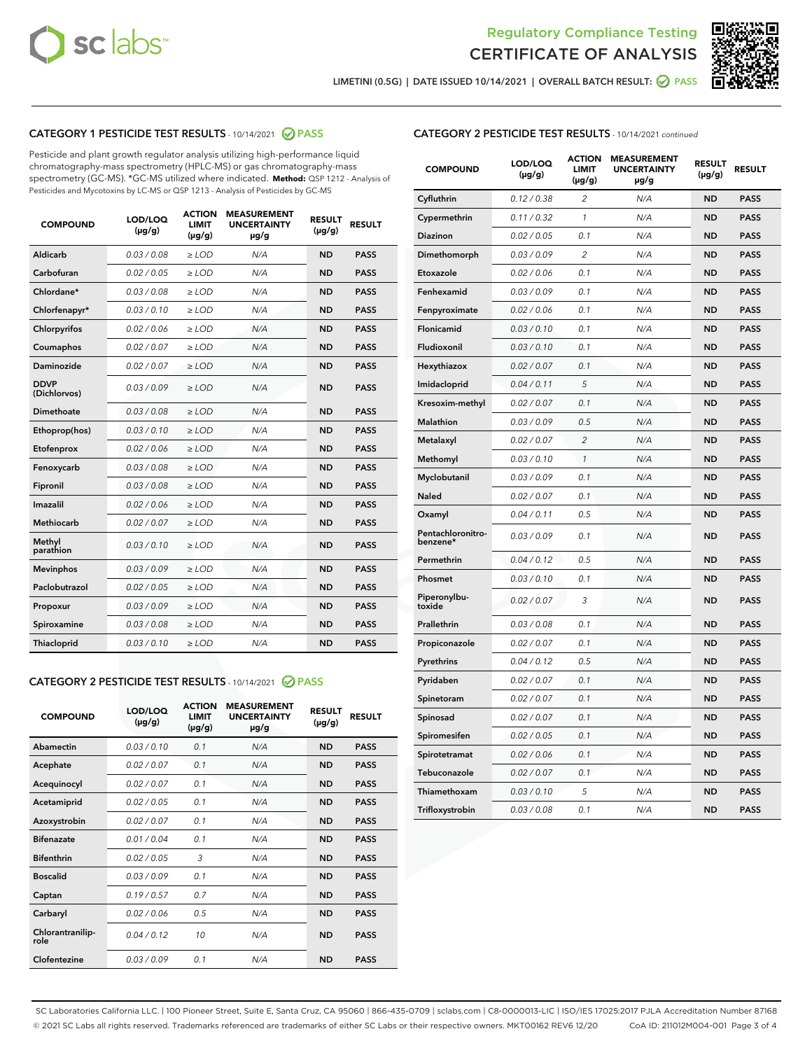Regulatory Compliance Testing
CERTIFICATE OF ANALYSIS

LIMETINI (0.5G) | DATE ISSUED 10/14/2021 | OVERALL BATCH RESULT: PASS

## CATEGORY 1 PESTICIDE TEST RESULTS - 10/14/2021 PASS

Pesticide and plant growth regulator analysis utilizing high-performance liquid chromatography-mass spectrometry (HPLC-MS) or gas chromatography-mass spectrometry (GC-MS). *GC-MS utilized where indicated. **Method:** QSP 1212 - Analysis of Pesticides and Mycotoxins by LC-MS or QSP 1213 - Analysis of Pesticides by GC-MS

| COMPOUND | LOD/LOQ (µg/g) | ACTION LIMIT (µg/g) | MEASUREMENT UNCERTAINTY µg/g | RESULT (µg/g) | RESULT |
|---|---|---|---|---|---|
| Aldicarb | 0.03 / 0.08 | ≥ LOD | N/A | ND | PASS |
| Carbofuran | 0.02 / 0.05 | ≥ LOD | N/A | ND | PASS |
| Chlordane* | 0.03 / 0.08 | ≥ LOD | N/A | ND | PASS |
| Chlorfenapyr* | 0.03 / 0.10 | ≥ LOD | N/A | ND | PASS |
| Chlorpyrifos | 0.02 / 0.06 | ≥ LOD | N/A | ND | PASS |
| Coumaphos | 0.02 / 0.07 | ≥ LOD | N/A | ND | PASS |
| Daminozide | 0.02 / 0.07 | ≥ LOD | N/A | ND | PASS |
| DDVP (Dichlorvos) | 0.03 / 0.09 | ≥ LOD | N/A | ND | PASS |
| Dimethoate | 0.03 / 0.08 | ≥ LOD | N/A | ND | PASS |
| Ethoprop(hos) | 0.03 / 0.10 | ≥ LOD | N/A | ND | PASS |
| Etofenprox | 0.02 / 0.06 | ≥ LOD | N/A | ND | PASS |
| Fenoxycarb | 0.03 / 0.08 | ≥ LOD | N/A | ND | PASS |
| Fipronil | 0.03 / 0.08 | ≥ LOD | N/A | ND | PASS |
| Imazalil | 0.02 / 0.06 | ≥ LOD | N/A | ND | PASS |
| Methiocarb | 0.02 / 0.07 | ≥ LOD | N/A | ND | PASS |
| Methyl parathion | 0.03 / 0.10 | ≥ LOD | N/A | ND | PASS |
| Mevinphos | 0.03 / 0.09 | ≥ LOD | N/A | ND | PASS |
| Paclobutrazol | 0.02 / 0.05 | ≥ LOD | N/A | ND | PASS |
| Propoxur | 0.03 / 0.09 | ≥ LOD | N/A | ND | PASS |
| Spiroxamine | 0.03 / 0.08 | ≥ LOD | N/A | ND | PASS |
| Thiacloprid | 0.03 / 0.10 | ≥ LOD | N/A | ND | PASS |

## CATEGORY 2 PESTICIDE TEST RESULTS - 10/14/2021 PASS

| COMPOUND | LOD/LOQ (µg/g) | ACTION LIMIT (µg/g) | MEASUREMENT UNCERTAINTY µg/g | RESULT (µg/g) | RESULT |
|---|---|---|---|---|---|
| Abamectin | 0.03 / 0.10 | 0.1 | N/A | ND | PASS |
| Acephate | 0.02 / 0.07 | 0.1 | N/A | ND | PASS |
| Acequinocyl | 0.02 / 0.07 | 0.1 | N/A | ND | PASS |
| Acetamiprid | 0.02 / 0.05 | 0.1 | N/A | ND | PASS |
| Azoxystrobin | 0.02 / 0.07 | 0.1 | N/A | ND | PASS |
| Bifenazate | 0.01 / 0.04 | 0.1 | N/A | ND | PASS |
| Bifenthrin | 0.02 / 0.05 | 3 | N/A | ND | PASS |
| Boscalid | 0.03 / 0.09 | 0.1 | N/A | ND | PASS |
| Captan | 0.19 / 0.57 | 0.7 | N/A | ND | PASS |
| Carbaryl | 0.02 / 0.06 | 0.5 | N/A | ND | PASS |
| Chlorantraniliprole | 0.04 / 0.12 | 10 | N/A | ND | PASS |
| Clofentezine | 0.03 / 0.09 | 0.1 | N/A | ND | PASS |
| Cyfluthrin | 0.12 / 0.38 | 2 | N/A | ND | PASS |
| Cypermethrin | 0.11 / 0.32 | 1 | N/A | ND | PASS |
| Diazinon | 0.02 / 0.05 | 0.1 | N/A | ND | PASS |
| Dimethomorph | 0.03 / 0.09 | 2 | N/A | ND | PASS |
| Etoxazole | 0.02 / 0.06 | 0.1 | N/A | ND | PASS |
| Fenhexamid | 0.03 / 0.09 | 0.1 | N/A | ND | PASS |
| Fenpyroximate | 0.02 / 0.06 | 0.1 | N/A | ND | PASS |
| Flonicamid | 0.03 / 0.10 | 0.1 | N/A | ND | PASS |
| Fludioxonil | 0.03 / 0.10 | 0.1 | N/A | ND | PASS |
| Hexythiazox | 0.02 / 0.07 | 0.1 | N/A | ND | PASS |
| Imidacloprid | 0.04 / 0.11 | 5 | N/A | ND | PASS |
| Kresoxim-methyl | 0.02 / 0.07 | 0.1 | N/A | ND | PASS |
| Malathion | 0.03 / 0.09 | 0.5 | N/A | ND | PASS |
| Metalaxyl | 0.02 / 0.07 | 2 | N/A | ND | PASS |
| Methomyl | 0.03 / 0.10 | 1 | N/A | ND | PASS |
| Myclobutanil | 0.03 / 0.09 | 0.1 | N/A | ND | PASS |
| Naled | 0.02 / 0.07 | 0.1 | N/A | ND | PASS |
| Oxamyl | 0.04 / 0.11 | 0.5 | N/A | ND | PASS |
| Pentachloronitrobenzene* | 0.03 / 0.09 | 0.1 | N/A | ND | PASS |
| Permethrin | 0.04 / 0.12 | 0.5 | N/A | ND | PASS |
| Phosmet | 0.03 / 0.10 | 0.1 | N/A | ND | PASS |
| Piperonylbutoxide | 0.02 / 0.07 | 3 | N/A | ND | PASS |
| Prallethrin | 0.03 / 0.08 | 0.1 | N/A | ND | PASS |
| Propiconazole | 0.02 / 0.07 | 0.1 | N/A | ND | PASS |
| Pyrethrins | 0.04 / 0.12 | 0.5 | N/A | ND | PASS |
| Pyridaben | 0.02 / 0.07 | 0.1 | N/A | ND | PASS |
| Spinetoram | 0.02 / 0.07 | 0.1 | N/A | ND | PASS |
| Spinosad | 0.02 / 0.07 | 0.1 | N/A | ND | PASS |
| Spiromesifen | 0.02 / 0.05 | 0.1 | N/A | ND | PASS |
| Spirotetramat | 0.02 / 0.06 | 0.1 | N/A | ND | PASS |
| Tebuconazole | 0.02 / 0.07 | 0.1 | N/A | ND | PASS |
| Thiamethoxam | 0.03 / 0.10 | 5 | N/A | ND | PASS |
| Trifloxystrobin | 0.03 / 0.08 | 0.1 | N/A | ND | PASS |

SC Laboratories California LLC. | 100 Pioneer Street, Suite E, Santa Cruz, CA 95060 | 866-435-0709 | sclabs.com | C8-0000013-LIC | ISO/IES 17025:2017 PJLA Accreditation Number 87168
© 2021 SC Labs all rights reserved. Trademarks referenced are trademarks of either SC Labs or their respective owners. MKT00162 REV6 12/20 CoA ID: 211012M004-001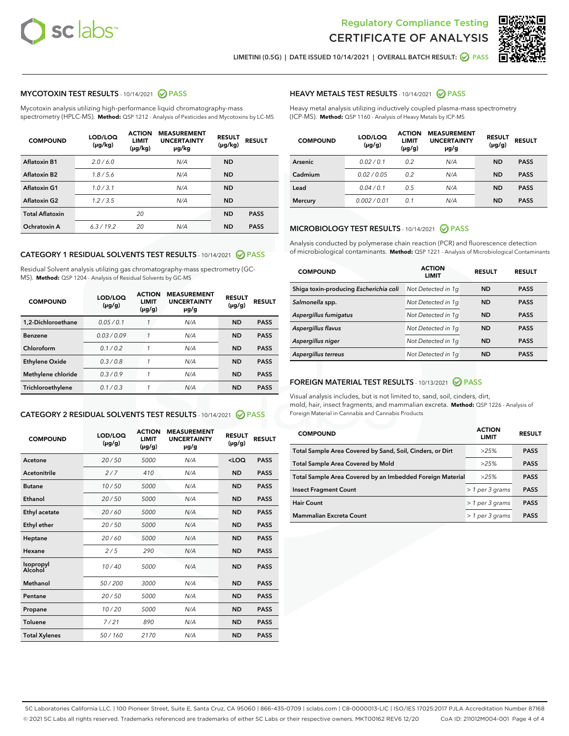# Regulatory Compliance Testing
# CERTIFICATE OF ANALYSIS

LIMETINI (0.5G) | DATE ISSUED 10/14/2021 | OVERALL BATCH RESULT: PASS

## MYCOTOXIN TEST RESULTS - 10/14/2021 PASS

Mycotoxin analysis utilizing high-performance liquid chromatography-mass spectrometry (HPLC-MS). **Method:** QSP 1212 - Analysis of Pesticides and Mycotoxins by LC-MS

| COMPOUND | LOD/LOQ (µg/kg) | ACTION LIMIT (µg/kg) | MEASUREMENT UNCERTAINTY µg/kg | RESULT (µg/kg) | RESULT |
|---|---|---|---|---|---|
| Aflatoxin B1 | 2.0 / 6.0 | | N/A | ND | |
| Aflatoxin B2 | 1.8 / 5.6 | | N/A | ND | |
| Aflatoxin G1 | 1.0 / 3.1 | | N/A | ND | |
| Aflatoxin G2 | 1.2 / 3.5 | | N/A | ND | |
| Total Aflatoxin | | 20 | | ND | PASS |
| Ochratoxin A | 6.3 / 19.2 | 20 | N/A | ND | PASS |

## CATEGORY 1 RESIDUAL SOLVENTS TEST RESULTS - 10/14/2021 PASS

Residual Solvent analysis utilizing gas chromatography-mass spectrometry (GC-MS). **Method:** QSP 1204 - Analysis of Residual Solvents by GC-MS

| COMPOUND | LOD/LOQ (µg/g) | ACTION LIMIT (µg/g) | MEASUREMENT UNCERTAINTY µg/g | RESULT (µg/g) | RESULT |
|---|---|---|---|---|---|
| 1,2-Dichloroethane | 0.05 / 0.1 | 1 | N/A | ND | PASS |
| Benzene | 0.03 / 0.09 | 1 | N/A | ND | PASS |
| Chloroform | 0.1 / 0.2 | 1 | N/A | ND | PASS |
| Ethylene Oxide | 0.3 / 0.8 | 1 | N/A | ND | PASS |
| Methylene chloride | 0.3 / 0.9 | 1 | N/A | ND | PASS |
| Trichloroethylene | 0.1 / 0.3 | 1 | N/A | ND | PASS |

## CATEGORY 2 RESIDUAL SOLVENTS TEST RESULTS - 10/14/2021 PASS

| COMPOUND | LOD/LOQ (µg/g) | ACTION LIMIT (µg/g) | MEASUREMENT UNCERTAINTY µg/g | RESULT (µg/g) | RESULT |
|---|---|---|---|---|---|
| Acetone | 20 / 50 | 5000 | N/A | <LOQ | PASS |
| Acetonitrile | 2 / 7 | 410 | N/A | ND | PASS |
| Butane | 10 / 50 | 5000 | N/A | ND | PASS |
| Ethanol | 20 / 50 | 5000 | N/A | ND | PASS |
| Ethyl acetate | 20 / 60 | 5000 | N/A | ND | PASS |
| Ethyl ether | 20 / 50 | 5000 | N/A | ND | PASS |
| Heptane | 20 / 60 | 5000 | N/A | ND | PASS |
| Hexane | 2 / 5 | 290 | N/A | ND | PASS |
| Isopropyl Alcohol | 10 / 40 | 5000 | N/A | ND | PASS |
| Methanol | 50 / 200 | 3000 | N/A | ND | PASS |
| Pentane | 20 / 50 | 5000 | N/A | ND | PASS |
| Propane | 10 / 20 | 5000 | N/A | ND | PASS |
| Toluene | 7 / 21 | 890 | N/A | ND | PASS |
| Total Xylenes | 50 / 160 | 2170 | N/A | ND | PASS |

## HEAVY METALS TEST RESULTS - 10/14/2021 PASS

Heavy metal analysis utilizing inductively coupled plasma-mass spectrometry (ICP-MS). **Method:** QSP 1160 - Analysis of Heavy Metals by ICP-MS

| COMPOUND | LOD/LOQ (µg/g) | ACTION LIMIT (µg/g) | MEASUREMENT UNCERTAINTY µg/g | RESULT (µg/g) | RESULT |
|---|---|---|---|---|---|
| Arsenic | 0.02 / 0.1 | 0.2 | N/A | ND | PASS |
| Cadmium | 0.02 / 0.05 | 0.2 | N/A | ND | PASS |
| Lead | 0.04 / 0.1 | 0.5 | N/A | ND | PASS |
| Mercury | 0.002 / 0.01 | 0.1 | N/A | ND | PASS |

## MICROBIOLOGY TEST RESULTS - 10/14/2021 PASS

Analysis conducted by polymerase chain reaction (PCR) and fluorescence detection of microbiological contaminants. **Method:** QSP 1221 - Analysis of Microbiological Contaminants

| COMPOUND | ACTION LIMIT | RESULT | RESULT |
|---|---|---|---|
| Shiga toxin-producing *Escherichia coli* | Not Detected in 1g | ND | PASS |
| *Salmonella* spp. | Not Detected in 1g | ND | PASS |
| *Aspergillus fumigatus* | Not Detected in 1g | ND | PASS |
| *Aspergillus flavus* | Not Detected in 1g | ND | PASS |
| *Aspergillus niger* | Not Detected in 1g | ND | PASS |
| *Aspergillus terreus* | Not Detected in 1g | ND | PASS |

## FOREIGN MATERIAL TEST RESULTS - 10/13/2021 PASS

Visual analysis includes, but is not limited to, sand, soil, cinders, dirt, mold, hair, insect fragments, and mammalian excreta. **Method:** QSP 1226 - Analysis of Foreign Material in Cannabis and Cannabis Products

| COMPOUND | ACTION LIMIT | RESULT |
|---|---|---|
| Total Sample Area Covered by Sand, Soil, Cinders, or Dirt | >25% | PASS |
| Total Sample Area Covered by Mold | >25% | PASS |
| Total Sample Area Covered by an Imbedded Foreign Material | >25% | PASS |
| Insect Fragment Count | > 1 per 3 grams | PASS |
| Hair Count | > 1 per 3 grams | PASS |
| Mammalian Excreta Count | > 1 per 3 grams | PASS |

SC Laboratories California LLC. | 100 Pioneer Street, Suite E, Santa Cruz, CA 95060 | 866-435-0709 | sclabs.com | C8-0000013-LIC | ISO/IES 17025:2017 PJLA Accreditation Number 87168
© 2021 SC Labs all rights reserved. Trademarks referenced are trademarks of either SC Labs or their respective owners. MKT00162 REV6 12/20 CoA ID: 211012M004-001